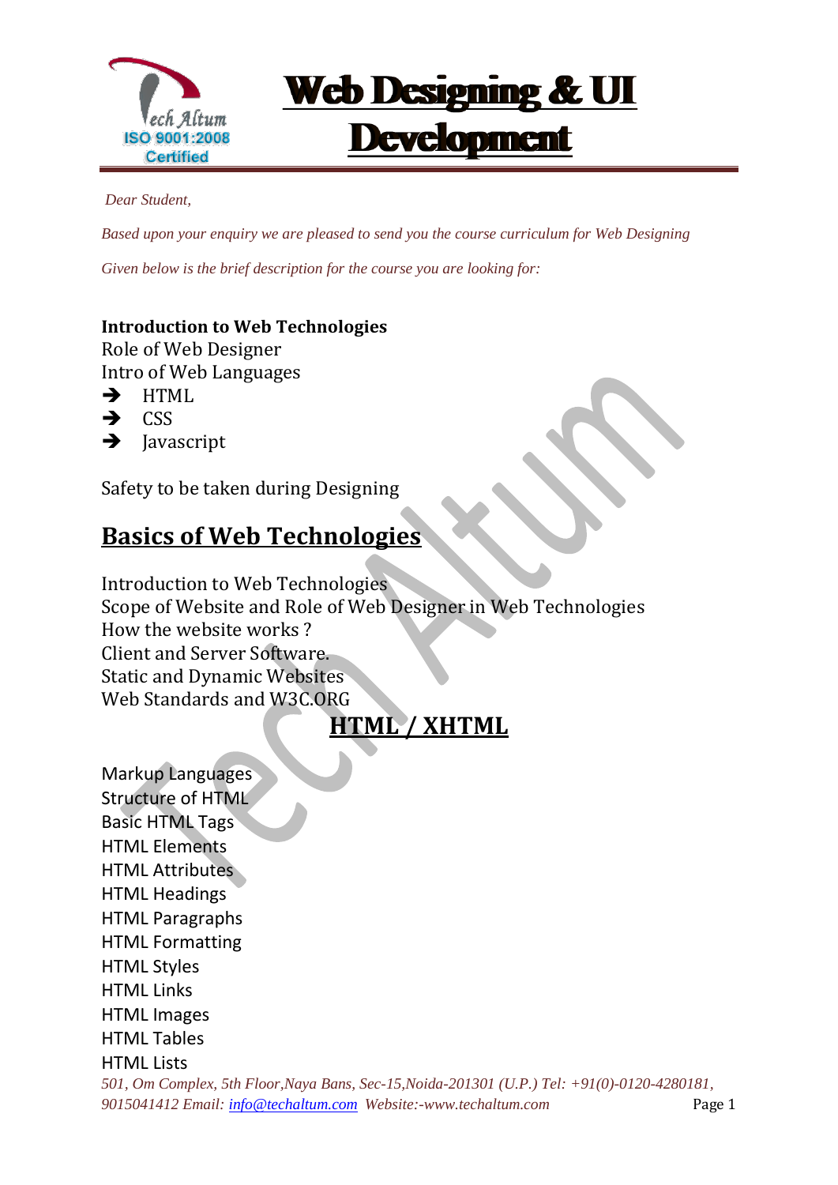# Web Designing & UI Development

*Dear Student,*

*Based upon your enquiry we are pleased to send you the course curriculum for Web Designing*

*Given below is the brief description for the course you are looking for:*

**Introduction to Web Technologies**

Role of Web Designer

Intro of Web Languages

- ➔ HTML
- ➔ CSS
- ➔ Javascript

Safety to be taken during Designing

## Basics of Web Technologies

Introduction to Web Technologies

Scope of Website and Role of Web Designer in Web Technologies

How the website works ?

Client and Server Software.

Static and Dynamic Websites

Web Standards and W3C.ORG

## HTML / XHTML

Markup Languages

Structure of HTML

Basic HTML Tags

HTML Elements

HTML Attributes

HTML Headings

HTML Paragraphs

HTML Formatting

HTML Styles

HTML Links

HTML Images

HTML Tables

HTML Lists

*501, Om Complex, 5th Floor,Naya Bans, Sec-15,Noida-201301 (U.P.) Tel: +91(0)-0120-4280181, 9015041412 Email: info@techaltum.com Website:-www.techaltum.com*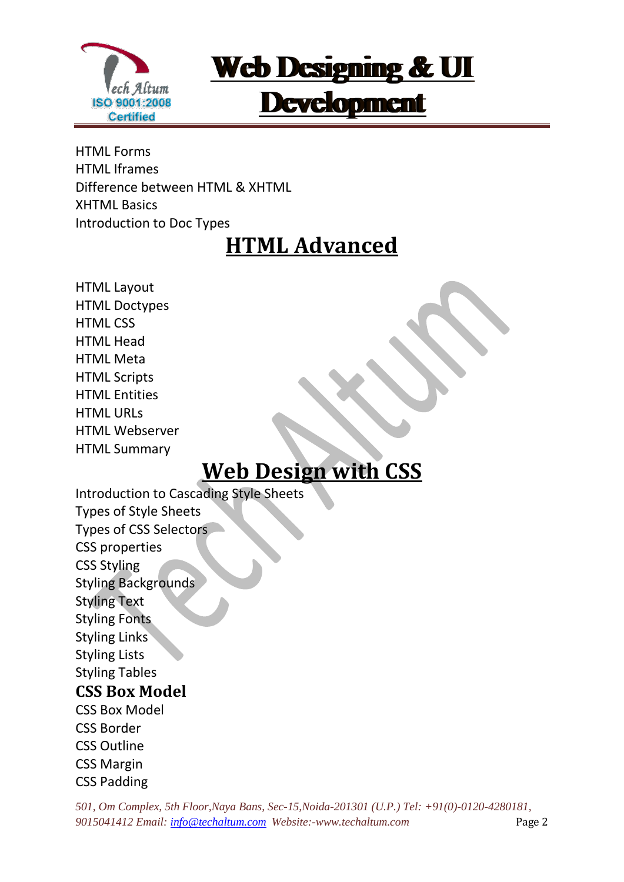HTML Forms
HTML Iframes
Difference between HTML & XHTML
XHTML Basics
Introduction to Doc Types

## HTML Advanced

HTML Layout
HTML Doctypes
HTML CSS
HTML Head
HTML Meta
HTML Scripts
HTML Entities
HTML URLs
HTML Webserver
HTML Summary

## Web Design with CSS

Introduction to Cascading Style Sheets
Types of Style Sheets
Types of CSS Selectors
CSS properties
CSS Styling
Styling Backgrounds
Styling Text
Styling Fonts
Styling Links
Styling Lists
Styling Tables

### CSS Box Model

CSS Box Model
CSS Border
CSS Outline
CSS Margin
CSS Padding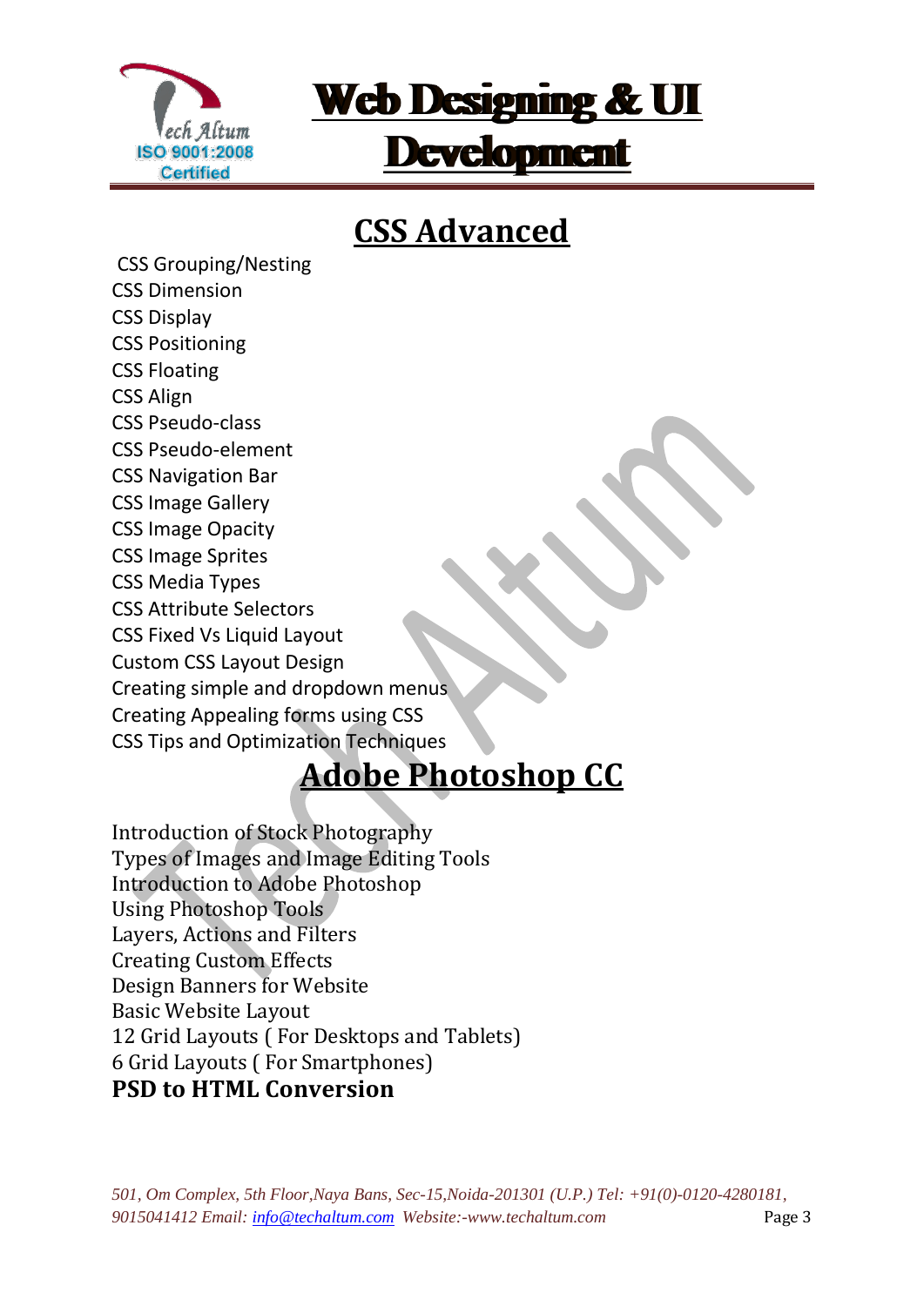# Web Designing & UI Development

## CSS Advanced

CSS Grouping/Nesting
CSS Dimension
CSS Display
CSS Positioning
CSS Floating
CSS Align
CSS Pseudo-class
CSS Pseudo-element
CSS Navigation Bar
CSS Image Gallery
CSS Image Opacity
CSS Image Sprites
CSS Media Types
CSS Attribute Selectors
CSS Fixed Vs Liquid Layout
Custom CSS Layout Design
Creating simple and dropdown menus
Creating Appealing forms using CSS
CSS Tips and Optimization Techniques

## Adobe Photoshop CC

Introduction of Stock Photography
Types of Images and Image Editing Tools
Introduction to Adobe Photoshop
Using Photoshop Tools
Layers, Actions and Filters
Creating Custom Effects
Design Banners for Website
Basic Website Layout
12 Grid Layouts ( For Desktops and Tablets)
6 Grid Layouts ( For Smartphones)
**PSD to HTML Conversion**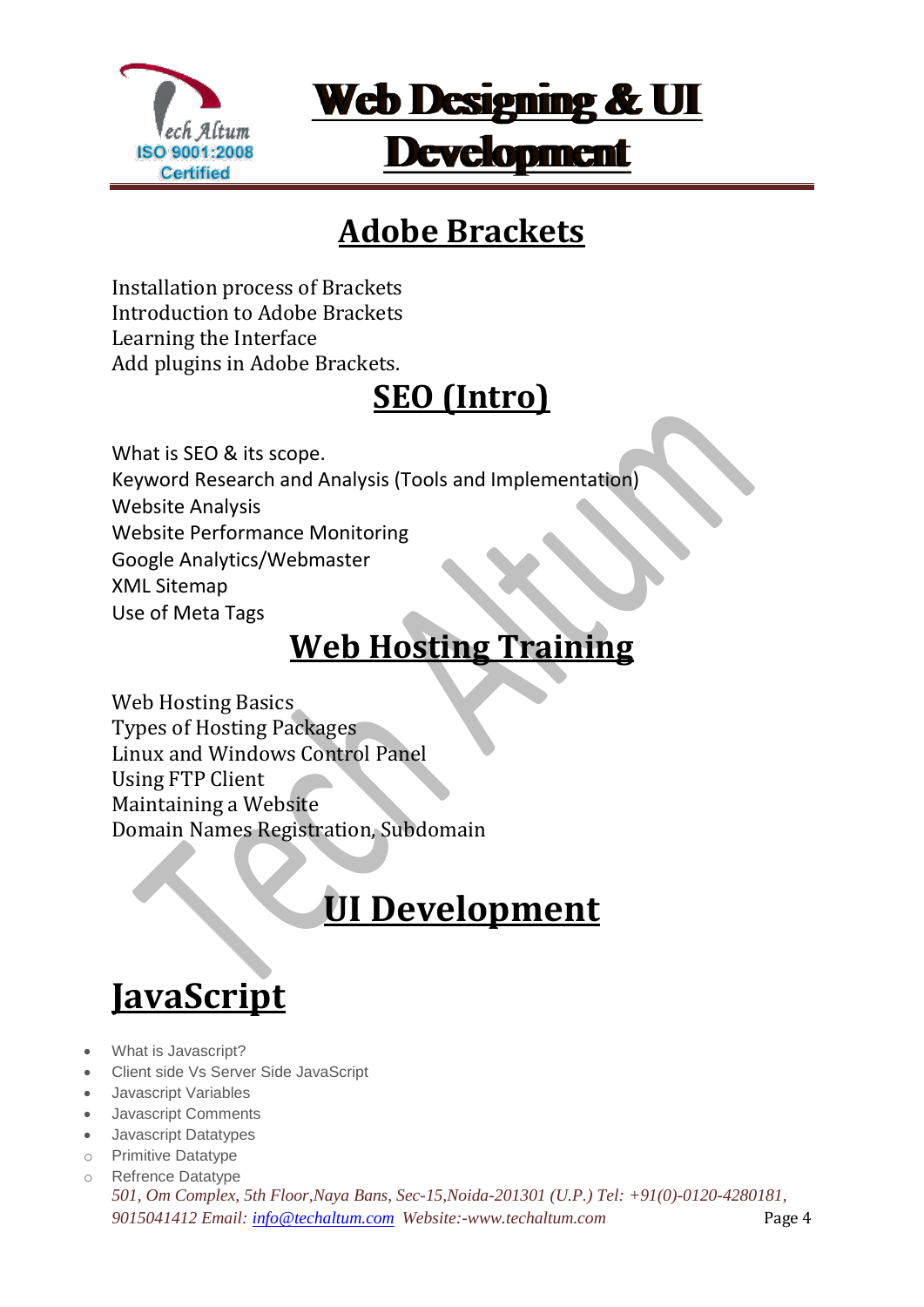## Adobe Brackets

Installation process of Brackets
Introduction to Adobe Brackets
Learning the Interface
Add plugins in Adobe Brackets.

## SEO (Intro)

What is SEO & its scope.
Keyword Research and Analysis (Tools and Implementation)
Website Analysis
Website Performance Monitoring
Google Analytics/Webmaster
XML Sitemap
Use of Meta Tags

## Web Hosting Training

Web Hosting Basics
Types of Hosting Packages
Linux and Windows Control Panel
Using FTP Client
Maintaining a Website
Domain Names Registration, Subdomain

## UI Development

# JavaScript

- What is Javascript?
- Client side Vs Server Side JavaScript
- Javascript Variables
- Javascript Comments
- Javascript Datatypes
  - Primitive Datatype
  - Refrence Datatype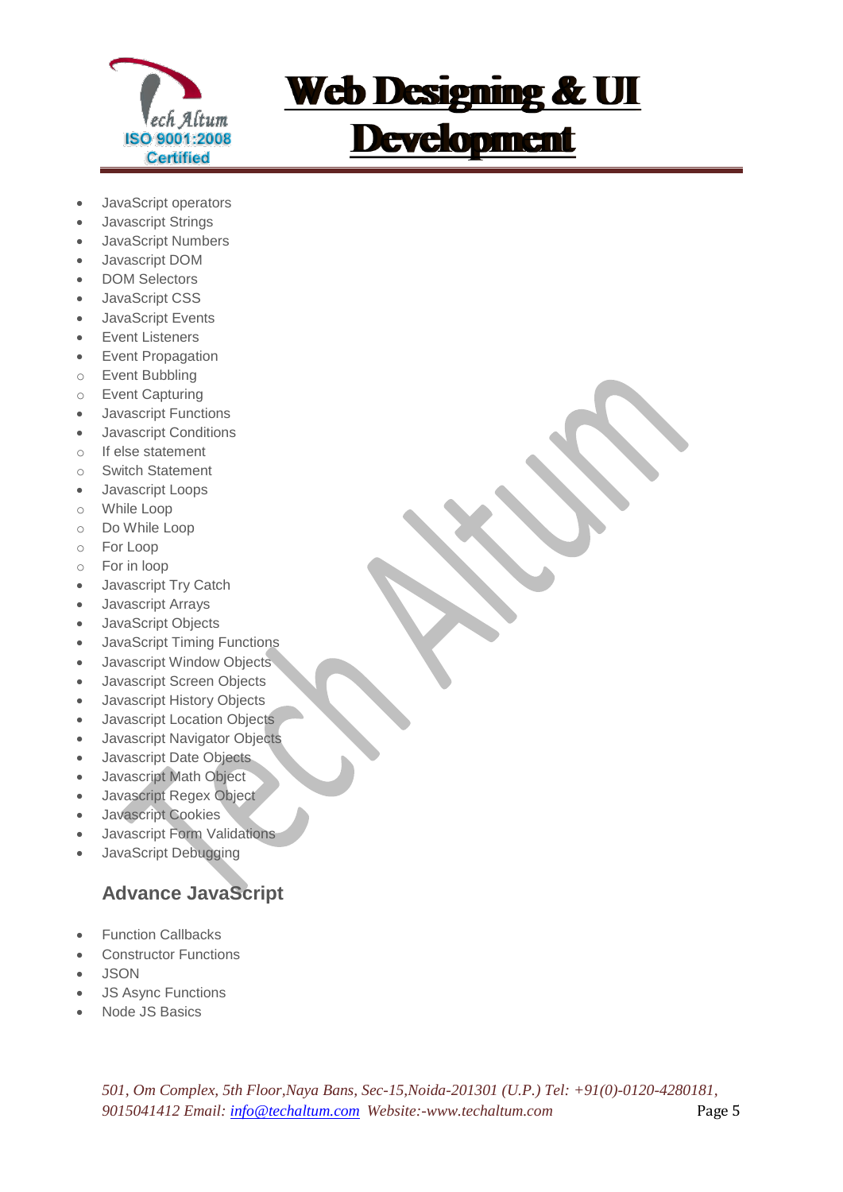- JavaScript operators
- Javascript Strings
- JavaScript Numbers
- Javascript DOM
- DOM Selectors
- JavaScript CSS
- JavaScript Events
- Event Listeners
- Event Propagation
  - Event Bubbling
  - Event Capturing
- Javascript Functions
- Javascript Conditions
  - If else statement
  - Switch Statement
- Javascript Loops
  - While Loop
  - Do While Loop
  - For Loop
  - For in loop
- Javascript Try Catch
- Javascript Arrays
- JavaScript Objects
- JavaScript Timing Functions
- Javascript Window Objects
- Javascript Screen Objects
- Javascript History Objects
- Javascript Location Objects
- Javascript Navigator Objects
- Javascript Date Objects
- Javascript Math Object
- Javascript Regex Object
- Javascript Cookies
- Javascript Form Validations
- JavaScript Debugging

### Advance JavaScript

- Function Callbacks
- Constructor Functions
- JSON
- JS Async Functions
- Node JS Basics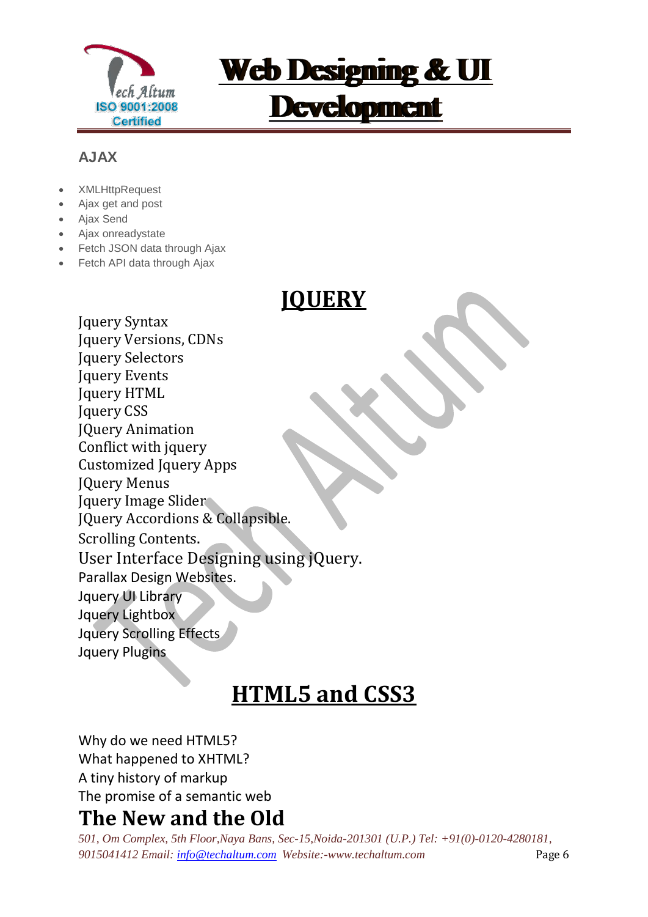### AJAX

- XMLHttpRequest
- Ajax get and post
- Ajax Send
- Ajax onreadystate
- Fetch JSON data through Ajax
- Fetch API data through Ajax

## JQUERY

Jquery Syntax
Jquery Versions, CDNs
Jquery Selectors
Jquery Events
Jquery HTML
Jquery CSS
JQuery Animation
Conflict with jquery
Customized Jquery Apps
JQuery Menus
Jquery Image Slider
JQuery Accordions & Collapsible.
Scrolling Contents.
User Interface Designing using jQuery.
Parallax Design Websites.
Jquery UI Library
Jquery Lightbox
Jquery Scrolling Effects
Jquery Plugins

## HTML5 and CSS3

Why do we need HTML5?
What happened to XHTML?
A tiny history of markup
The promise of a semantic web

## The New and the Old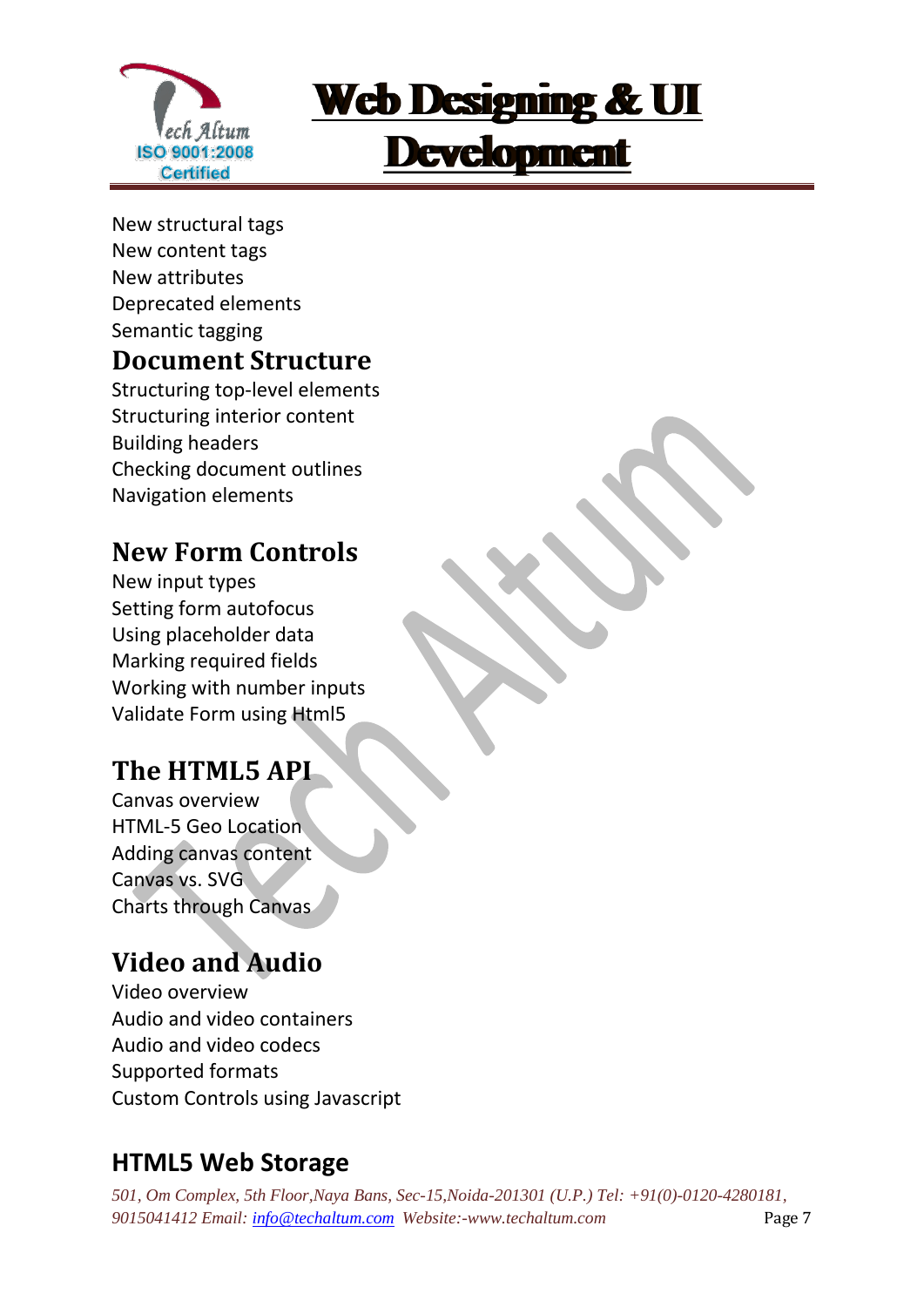New structural tags
New content tags
New attributes
Deprecated elements
Semantic tagging

## Document Structure

Structuring top-level elements
Structuring interior content
Building headers
Checking document outlines
Navigation elements

## New Form Controls

New input types
Setting form autofocus
Using placeholder data
Marking required fields
Working with number inputs
Validate Form using Html5

## The HTML5 API

Canvas overview
HTML-5 Geo Location
Adding canvas content
Canvas vs. SVG
Charts through Canvas

## Video and Audio

Video overview
Audio and video containers
Audio and video codecs
Supported formats
Custom Controls using Javascript

## HTML5 Web Storage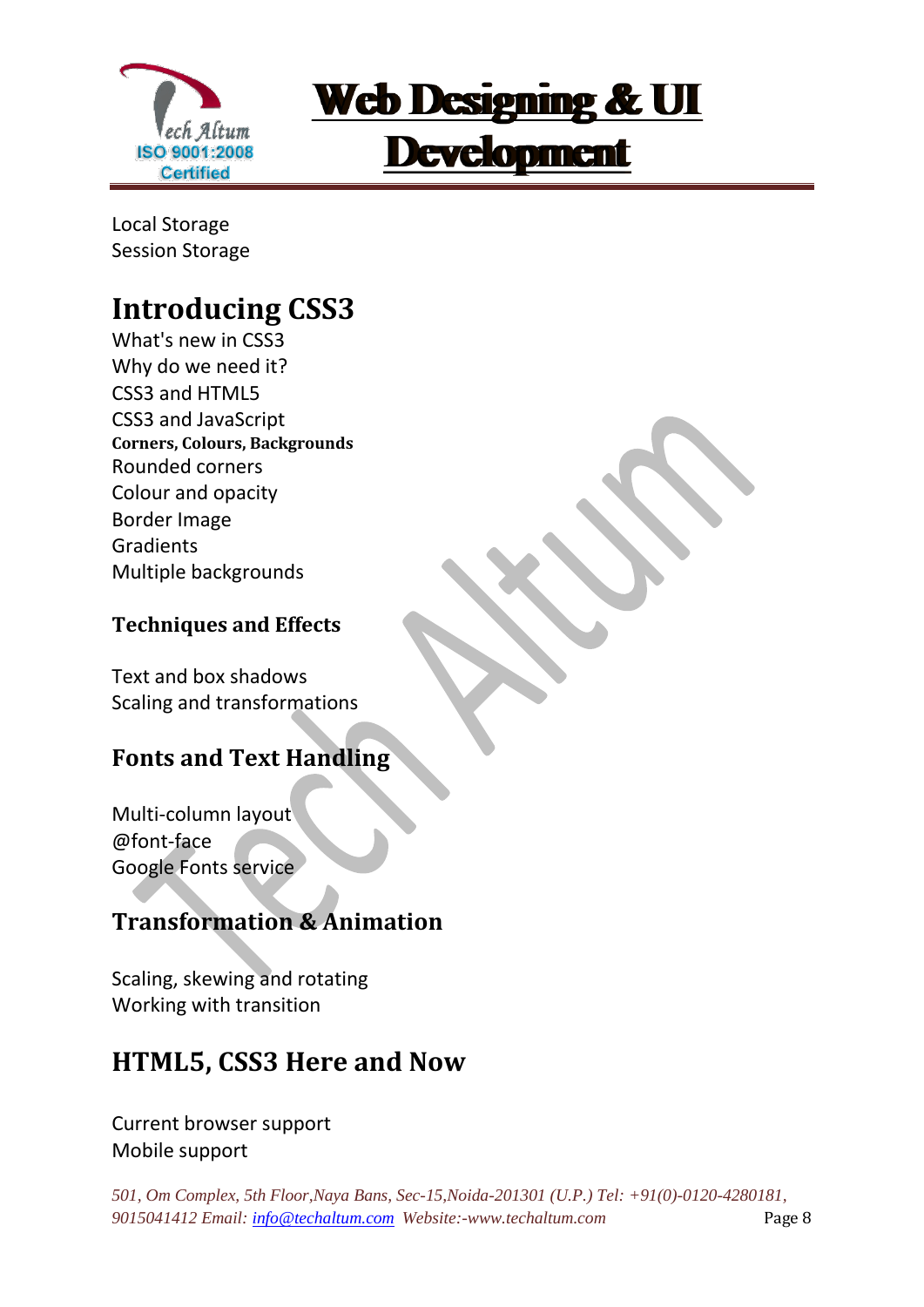Local Storage
Session Storage

## Introducing CSS3

What's new in CSS3
Why do we need it?
CSS3 and HTML5
CSS3 and JavaScript

**Corners, Colours, Backgrounds**

Rounded corners
Colour and opacity
Border Image
Gradients
Multiple backgrounds

### Techniques and Effects

Text and box shadows
Scaling and transformations

## Fonts and Text Handling

Multi-column layout
@font-face
Google Fonts service

## Transformation & Animation

Scaling, skewing and rotating
Working with transition

## HTML5, CSS3 Here and Now

Current browser support
Mobile support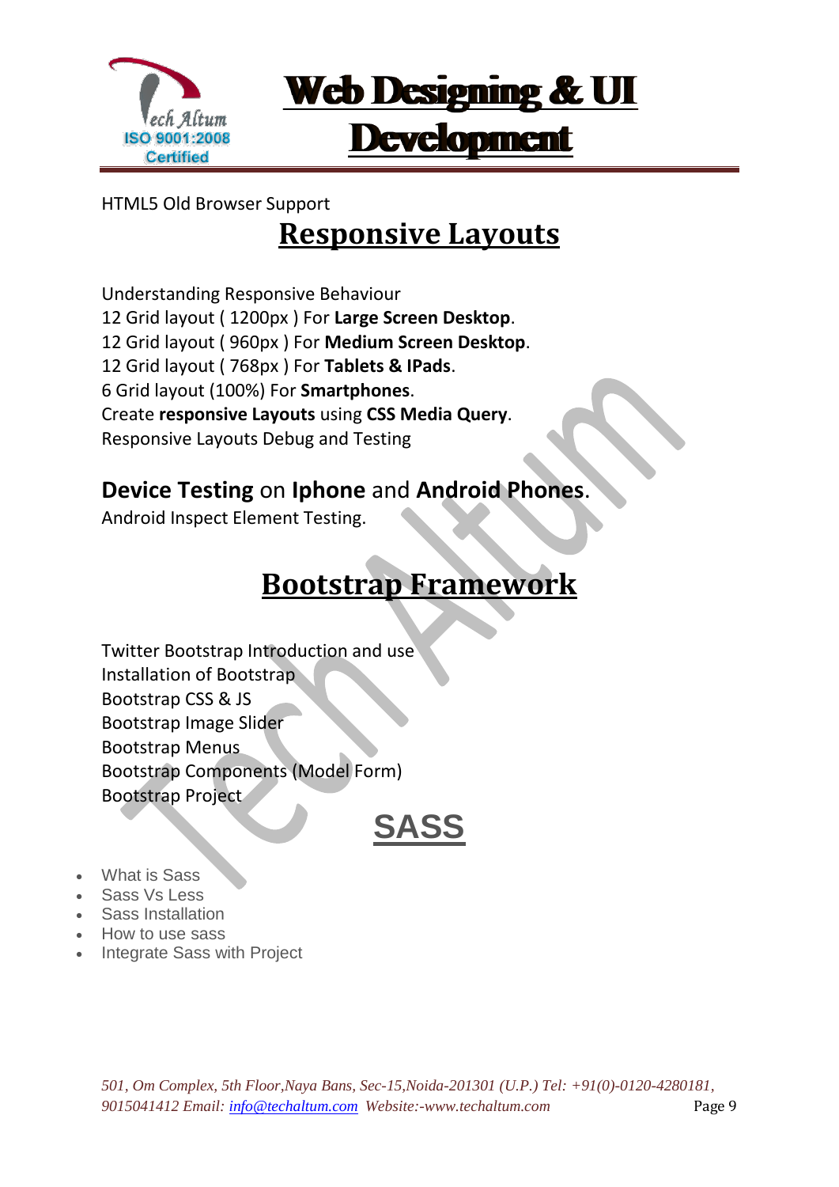HTML5 Old Browser Support

# Responsive Layouts

Understanding Responsive Behaviour
12 Grid layout ( 1200px ) For **Large Screen Desktop**.
12 Grid layout ( 960px ) For **Medium Screen Desktop**.
12 Grid layout ( 768px ) For **Tablets & IPads**.
6 Grid layout (100%) For **Smartphones**.
Create **responsive Layouts** using **CSS Media Query**.
Responsive Layouts Debug and Testing

**Device Testing** on **Iphone** and **Android Phones**.
Android Inspect Element Testing.

# Bootstrap Framework

Twitter Bootstrap Introduction and use
Installation of Bootstrap
Bootstrap CSS & JS
Bootstrap Image Slider
Bootstrap Menus
Bootstrap Components (Model Form)
Bootstrap Project

# SASS

- What is Sass
- Sass Vs Less
- Sass Installation
- How to use sass
- Integrate Sass with Project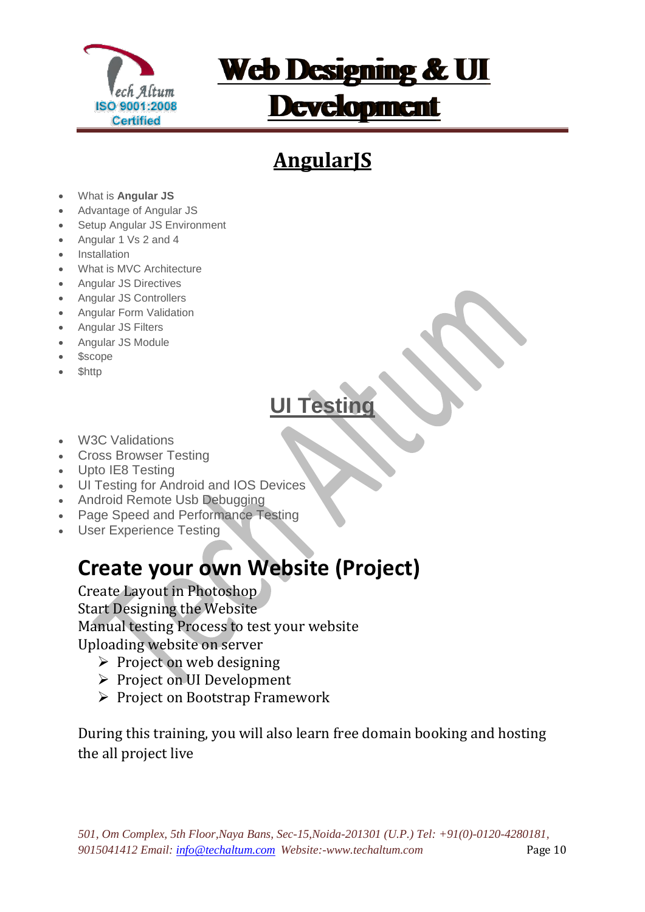## AngularJS

- What is **Angular JS**
- Advantage of Angular JS
- Setup Angular JS Environment
- Angular 1 Vs 2 and 4
- Installation
- What is MVC Architecture
- Angular JS Directives
- Angular JS Controllers
- Angular Form Validation
- Angular JS Filters
- Angular JS Module
- $scope
- $http

## UI Testing

- W3C Validations
- Cross Browser Testing
- Upto IE8 Testing
- UI Testing for Android and IOS Devices
- Android Remote Usb Debugging
- Page Speed and Performance Testing
- User Experience Testing

# Create your own Website (Project)

Create Layout in Photoshop
Start Designing the Website
Manual testing Process to test your website
Uploading website on server

- Project on web designing
- Project on UI Development
- Project on Bootstrap Framework

During this training, you will also learn free domain booking and hosting the all project live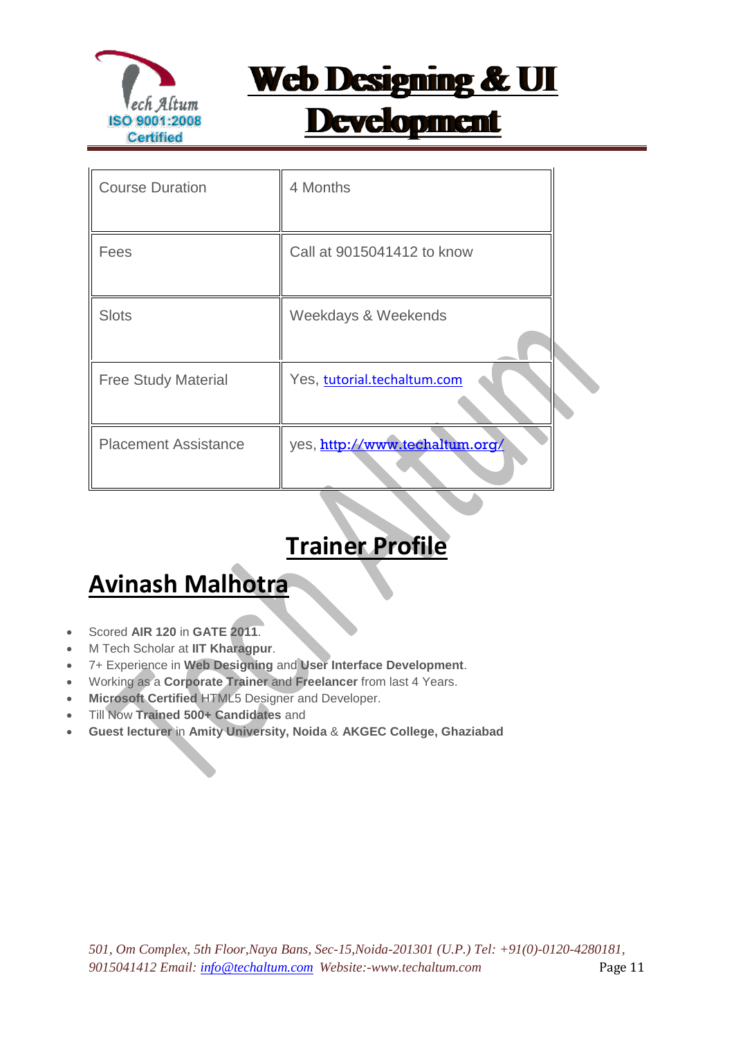# Web Designing & UI Development

| Course Duration | 4 Months |
|---|---|
| Fees | Call at 9015041412 to know |
| Slots | Weekdays & Weekends |
| Free Study Material | Yes, tutorial.techaltum.com |
| Placement Assistance | yes, http://www.techaltum.org/ |

## Trainer Profile

## Avinash Malhotra

- Scored **AIR 120** in **GATE 2011**.
- M Tech Scholar at **IIT Kharagpur**.
- 7+ Experience in **Web Designing** and **User Interface Development**.
- Working as a **Corporate Trainer** and **Freelancer** from last 4 Years.
- **Microsoft Certified** HTML5 Designer and Developer.
- Till Now **Trained 500+ Candidates** and
- **Guest lecturer** in **Amity University, Noida** & **AKGEC College, Ghaziabad**

*501, Om Complex, 5th Floor,Naya Bans, Sec-15,Noida-201301 (U.P.) Tel: +91(0)-0120-4280181, 9015041412 Email: info@techaltum.com Website:-www.techaltum.com*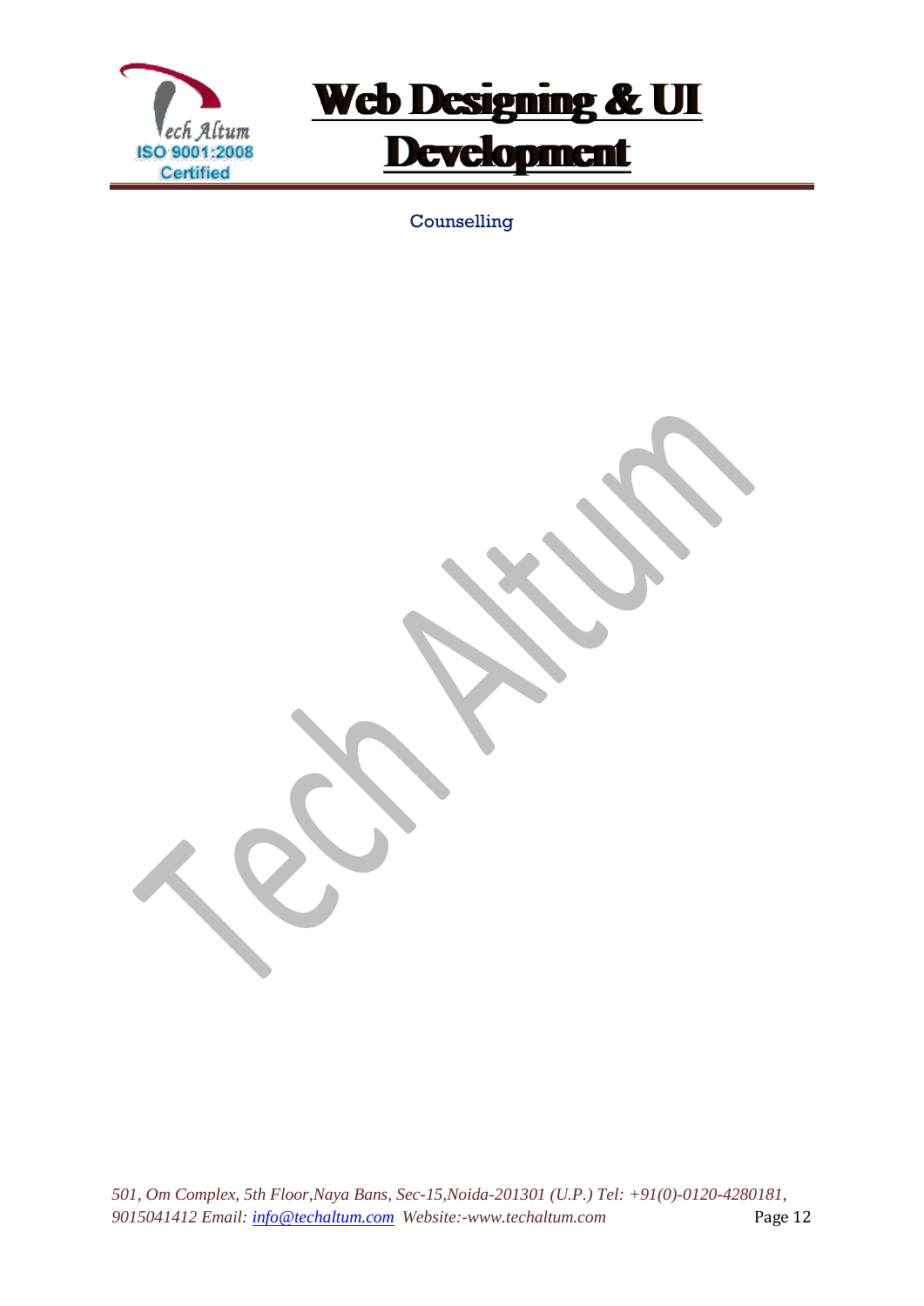Counselling